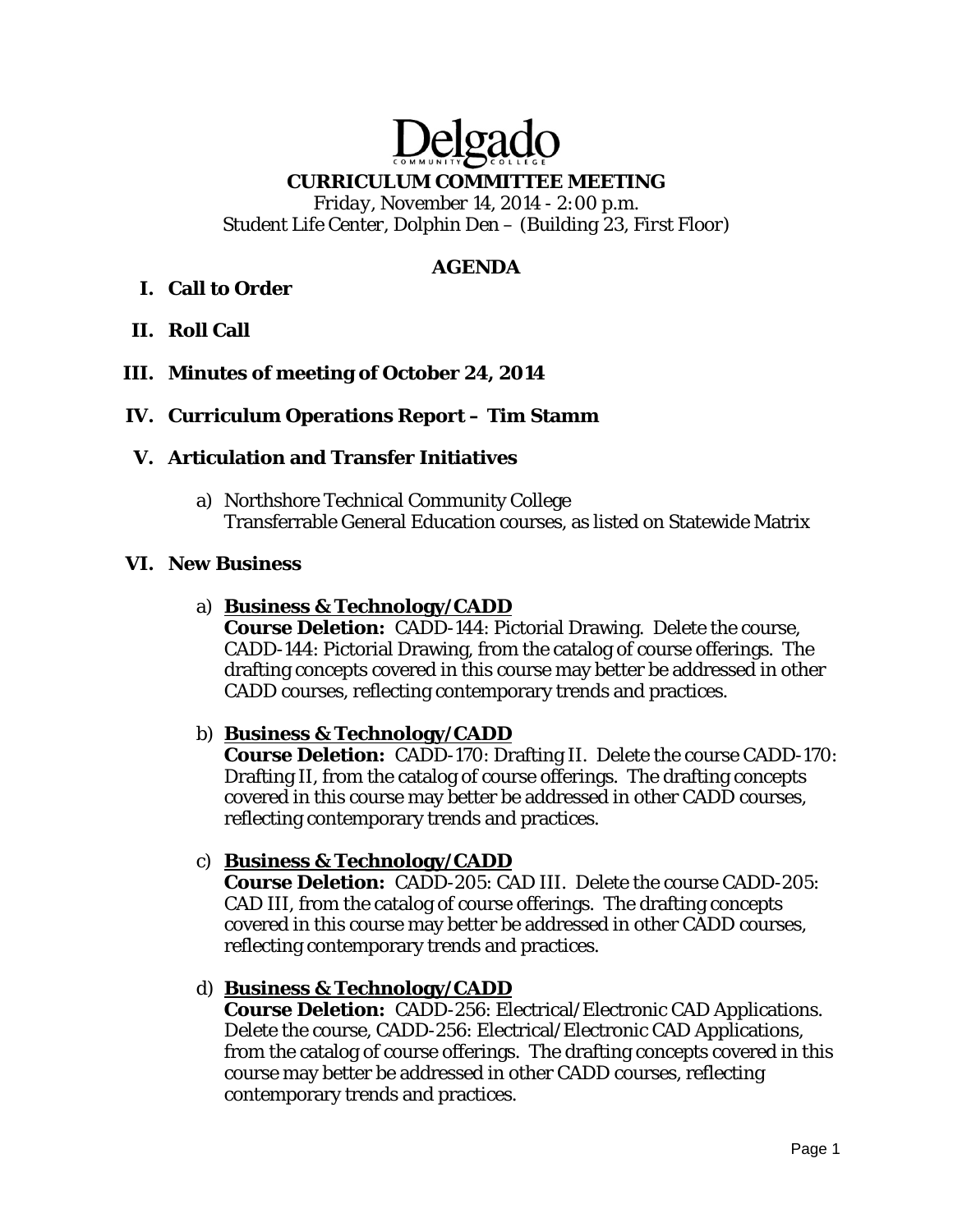# Delgado

## CURRICULUM COMMITTEE MEETING

Friday, November 14, 2014 - 2:00 p.m.
Student Life Center, Dolphin Den – (Building 23, First Floor)

**AGENDA**

**I. Call to Order**

**II. Roll Call**

**III. Minutes of meeting of October 24, 2014**

**IV. Curriculum Operations Report – Tim Stamm**

**V. Articulation and Transfer Initiatives**

a) Northshore Technical Community College
Transferrable General Education courses, as listed on Statewide Matrix

**VI. New Business**

a) **Business & Technology/CADD**
**Course Deletion:** CADD-144: Pictorial Drawing. Delete the course, CADD-144: Pictorial Drawing, from the catalog of course offerings. The drafting concepts covered in this course may better be addressed in other CADD courses, reflecting contemporary trends and practices.

b) **Business & Technology/CADD**
**Course Deletion:** CADD-170: Drafting II. Delete the course CADD-170: Drafting II, from the catalog of course offerings. The drafting concepts covered in this course may better be addressed in other CADD courses, reflecting contemporary trends and practices.

c) **Business & Technology/CADD**
**Course Deletion:** CADD-205: CAD III. Delete the course CADD-205: CAD III, from the catalog of course offerings. The drafting concepts covered in this course may better be addressed in other CADD courses, reflecting contemporary trends and practices.

d) **Business & Technology/CADD**
**Course Deletion:** CADD-256: Electrical/Electronic CAD Applications. Delete the course, CADD-256: Electrical/Electronic CAD Applications, from the catalog of course offerings. The drafting concepts covered in this course may better be addressed in other CADD courses, reflecting contemporary trends and practices.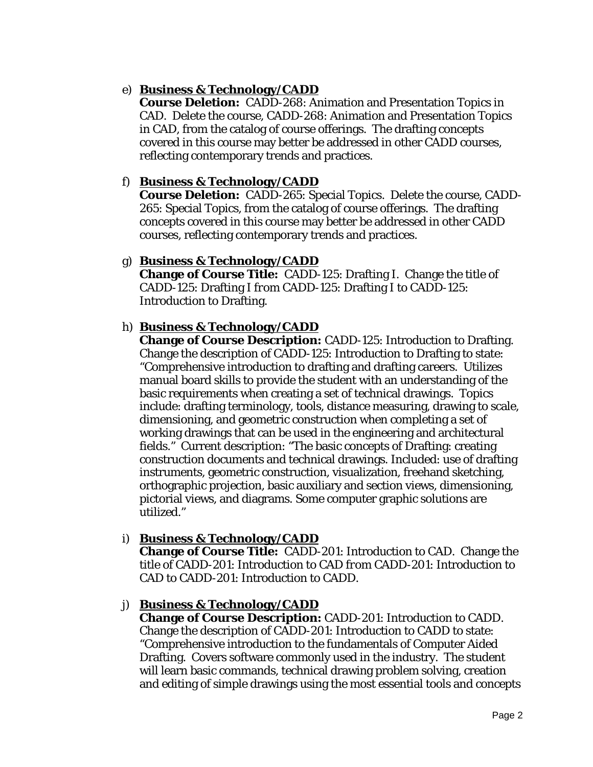e) **<u>Business & Technology/CADD</u>**
   **Course Deletion:** CADD-268: Animation and Presentation Topics in CAD. Delete the course, CADD-268: Animation and Presentation Topics in CAD, from the catalog of course offerings. The drafting concepts covered in this course may better be addressed in other CADD courses, reflecting contemporary trends and practices.

f) **<u>Business & Technology/CADD</u>**
   **Course Deletion:** CADD-265: Special Topics. Delete the course, CADD-265: Special Topics, from the catalog of course offerings. The drafting concepts covered in this course may better be addressed in other CADD courses, reflecting contemporary trends and practices.

g) **<u>Business & Technology/CADD</u>**
   **Change of Course Title:** CADD-125: Drafting I. Change the title of CADD-125: Drafting I from CADD-125: Drafting I to CADD-125: Introduction to Drafting.

h) **<u>Business & Technology/CADD</u>**
   **Change of Course Description:** CADD-125: Introduction to Drafting. Change the description of CADD-125: Introduction to Drafting to state: "Comprehensive introduction to drafting and drafting careers. Utilizes manual board skills to provide the student with an understanding of the basic requirements when creating a set of technical drawings. Topics include: drafting terminology, tools, distance measuring, drawing to scale, dimensioning, and geometric construction when completing a set of working drawings that can be used in the engineering and architectural fields." Current description: "The basic concepts of Drafting: creating construction documents and technical drawings. Included: use of drafting instruments, geometric construction, visualization, freehand sketching, orthographic projection, basic auxiliary and section views, dimensioning, pictorial views, and diagrams. Some computer graphic solutions are utilized."

i) **<u>Business & Technology/CADD</u>**
   **Change of Course Title:** CADD-201: Introduction to CAD. Change the title of CADD-201: Introduction to CAD from CADD-201: Introduction to CAD to CADD-201: Introduction to CADD.

j) **<u>Business & Technology/CADD</u>**
   **Change of Course Description:** CADD-201: Introduction to CADD. Change the description of CADD-201: Introduction to CADD to state: "Comprehensive introduction to the fundamentals of Computer Aided Drafting. Covers software commonly used in the industry. The student will learn basic commands, technical drawing problem solving, creation and editing of simple drawings using the most essential tools and concepts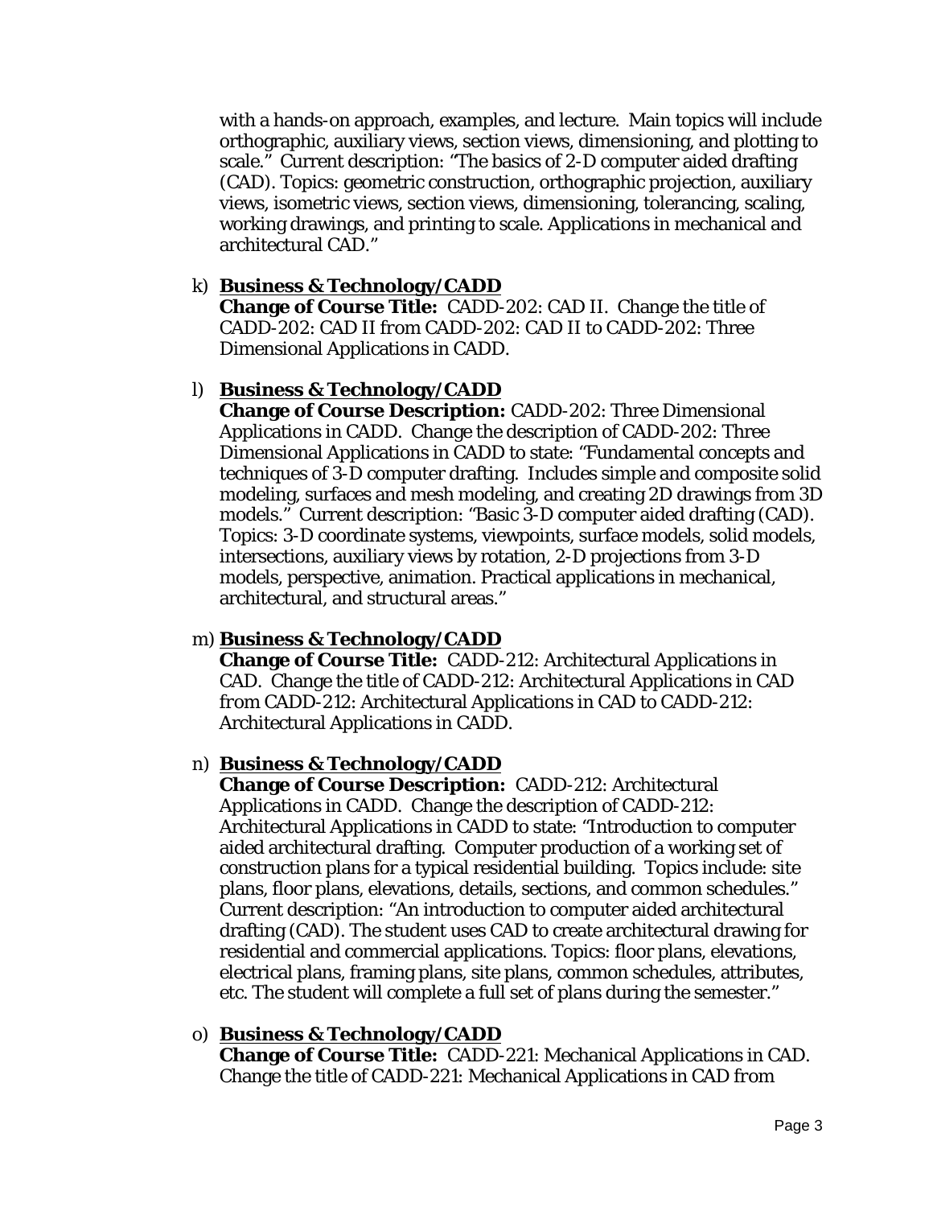with a hands-on approach, examples, and lecture. Main topics will include orthographic, auxiliary views, section views, dimensioning, and plotting to scale." Current description: "The basics of 2-D computer aided drafting (CAD). Topics: geometric construction, orthographic projection, auxiliary views, isometric views, section views, dimensioning, tolerancing, scaling, working drawings, and printing to scale. Applications in mechanical and architectural CAD."

k) **Business & Technology/CADD**
**Change of Course Title:** CADD-202: CAD II. Change the title of CADD-202: CAD II from CADD-202: CAD II to CADD-202: Three Dimensional Applications in CADD.

l) **Business & Technology/CADD**
**Change of Course Description:** CADD-202: Three Dimensional Applications in CADD. Change the description of CADD-202: Three Dimensional Applications in CADD to state: "Fundamental concepts and techniques of 3-D computer drafting. Includes simple and composite solid modeling, surfaces and mesh modeling, and creating 2D drawings from 3D models." Current description: "Basic 3-D computer aided drafting (CAD). Topics: 3-D coordinate systems, viewpoints, surface models, solid models, intersections, auxiliary views by rotation, 2-D projections from 3-D models, perspective, animation. Practical applications in mechanical, architectural, and structural areas."

m) **Business & Technology/CADD**
**Change of Course Title:** CADD-212: Architectural Applications in CAD. Change the title of CADD-212: Architectural Applications in CAD from CADD-212: Architectural Applications in CAD to CADD-212: Architectural Applications in CADD.

n) **Business & Technology/CADD**
**Change of Course Description:** CADD-212: Architectural Applications in CADD. Change the description of CADD-212: Architectural Applications in CADD to state: "Introduction to computer aided architectural drafting. Computer production of a working set of construction plans for a typical residential building. Topics include: site plans, floor plans, elevations, details, sections, and common schedules." Current description: "An introduction to computer aided architectural drafting (CAD). The student uses CAD to create architectural drawing for residential and commercial applications. Topics: floor plans, elevations, electrical plans, framing plans, site plans, common schedules, attributes, etc. The student will complete a full set of plans during the semester."

o) **Business & Technology/CADD**
**Change of Course Title:** CADD-221: Mechanical Applications in CAD. Change the title of CADD-221: Mechanical Applications in CAD from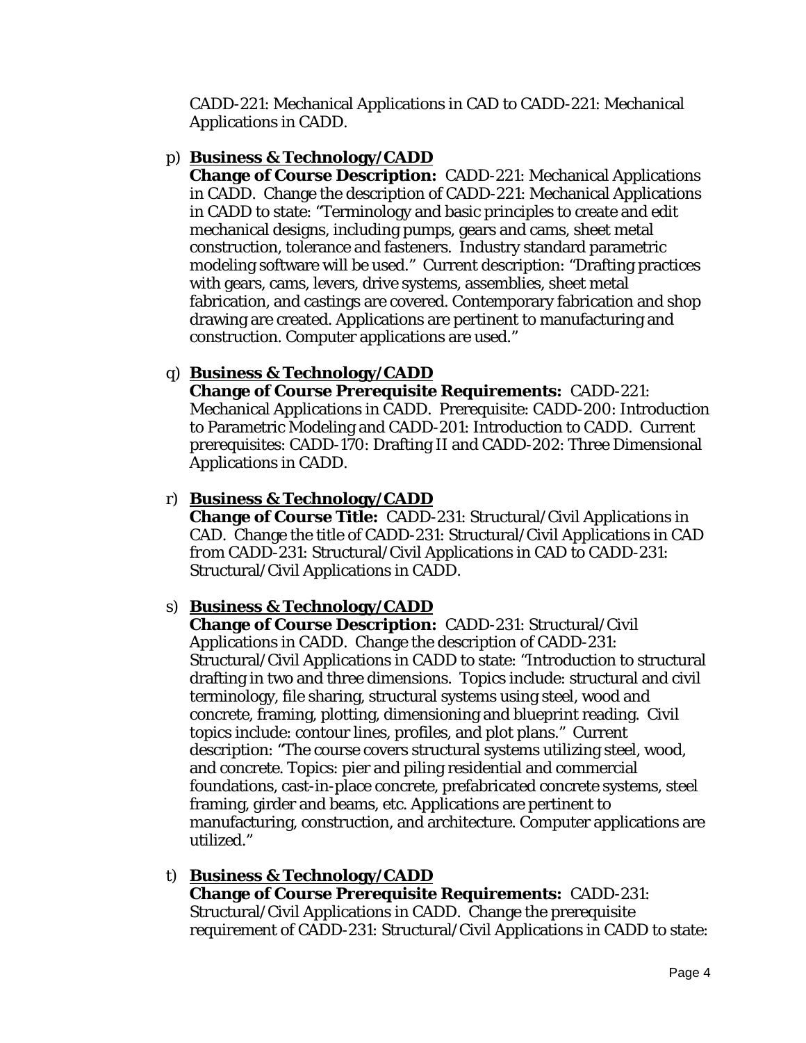CADD-221: Mechanical Applications in CAD to CADD-221: Mechanical Applications in CADD.

p) **Business & Technology/CADD**
   **Change of Course Description:** CADD-221: Mechanical Applications in CADD. Change the description of CADD-221: Mechanical Applications in CADD to state: "Terminology and basic principles to create and edit mechanical designs, including pumps, gears and cams, sheet metal construction, tolerance and fasteners. Industry standard parametric modeling software will be used." Current description: "Drafting practices with gears, cams, levers, drive systems, assemblies, sheet metal fabrication, and castings are covered. Contemporary fabrication and shop drawing are created. Applications are pertinent to manufacturing and construction. Computer applications are used."

q) **Business & Technology/CADD**
   **Change of Course Prerequisite Requirements:** CADD-221: Mechanical Applications in CADD. Prerequisite: CADD-200: Introduction to Parametric Modeling and CADD-201: Introduction to CADD. Current prerequisites: CADD-170: Drafting II and CADD-202: Three Dimensional Applications in CADD.

r) **Business & Technology/CADD**
   **Change of Course Title:** CADD-231: Structural/Civil Applications in CAD. Change the title of CADD-231: Structural/Civil Applications in CAD from CADD-231: Structural/Civil Applications in CAD to CADD-231: Structural/Civil Applications in CADD.

s) **Business & Technology/CADD**
   **Change of Course Description:** CADD-231: Structural/Civil Applications in CADD. Change the description of CADD-231: Structural/Civil Applications in CADD to state: "Introduction to structural drafting in two and three dimensions. Topics include: structural and civil terminology, file sharing, structural systems using steel, wood and concrete, framing, plotting, dimensioning and blueprint reading. Civil topics include: contour lines, profiles, and plot plans." Current description: "The course covers structural systems utilizing steel, wood, and concrete. Topics: pier and piling residential and commercial foundations, cast-in-place concrete, prefabricated concrete systems, steel framing, girder and beams, etc. Applications are pertinent to manufacturing, construction, and architecture. Computer applications are utilized."

t) **Business & Technology/CADD**
   **Change of Course Prerequisite Requirements:** CADD-231: Structural/Civil Applications in CADD. Change the prerequisite requirement of CADD-231: Structural/Civil Applications in CADD to state: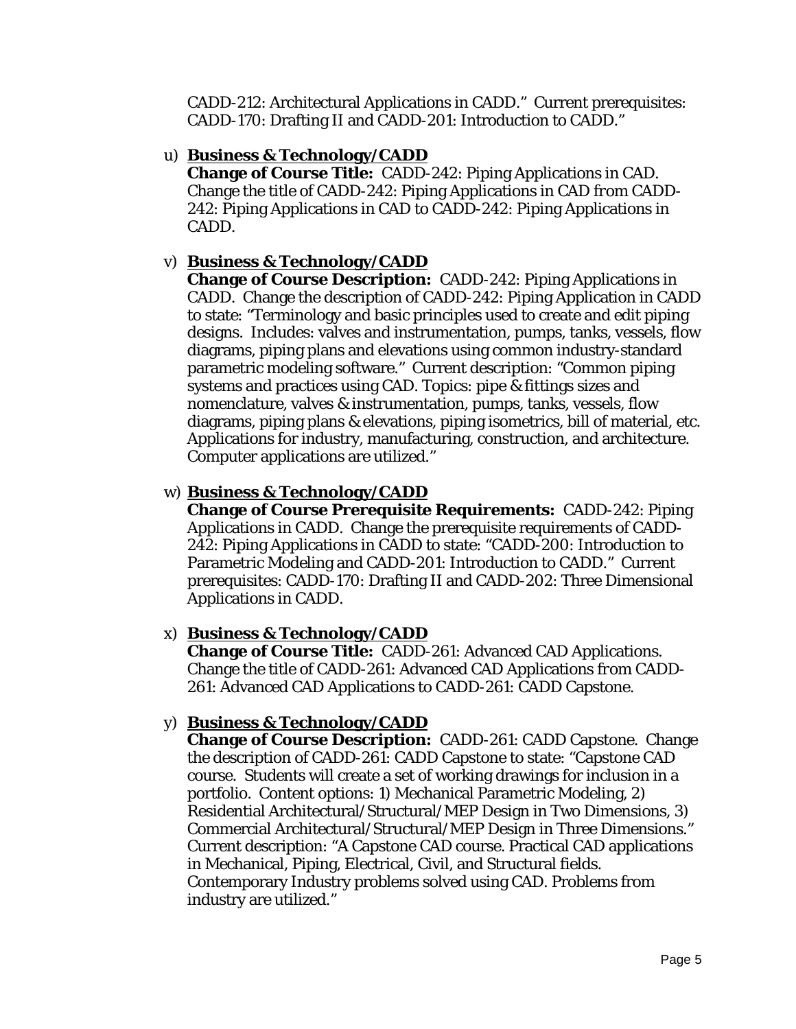CADD-212: Architectural Applications in CADD." Current prerequisites: CADD-170: Drafting II and CADD-201: Introduction to CADD."

u) **Business & Technology/CADD**
**Change of Course Title:** CADD-242: Piping Applications in CAD. Change the title of CADD-242: Piping Applications in CAD from CADD-242: Piping Applications in CAD to CADD-242: Piping Applications in CADD.

v) **Business & Technology/CADD**
**Change of Course Description:** CADD-242: Piping Applications in CADD. Change the description of CADD-242: Piping Application in CADD to state: "Terminology and basic principles used to create and edit piping designs. Includes: valves and instrumentation, pumps, tanks, vessels, flow diagrams, piping plans and elevations using common industry-standard parametric modeling software." Current description: "Common piping systems and practices using CAD. Topics: pipe & fittings sizes and nomenclature, valves & instrumentation, pumps, tanks, vessels, flow diagrams, piping plans & elevations, piping isometrics, bill of material, etc. Applications for industry, manufacturing, construction, and architecture. Computer applications are utilized."

w) **Business & Technology/CADD**
**Change of Course Prerequisite Requirements:** CADD-242: Piping Applications in CADD. Change the prerequisite requirements of CADD-242: Piping Applications in CADD to state: "CADD-200: Introduction to Parametric Modeling and CADD-201: Introduction to CADD." Current prerequisites: CADD-170: Drafting II and CADD-202: Three Dimensional Applications in CADD.

x) **Business & Technology/CADD**
**Change of Course Title:** CADD-261: Advanced CAD Applications. Change the title of CADD-261: Advanced CAD Applications from CADD-261: Advanced CAD Applications to CADD-261: CADD Capstone.

y) **Business & Technology/CADD**
**Change of Course Description:** CADD-261: CADD Capstone. Change the description of CADD-261: CADD Capstone to state: "Capstone CAD course. Students will create a set of working drawings for inclusion in a portfolio. Content options: 1) Mechanical Parametric Modeling, 2) Residential Architectural/Structural/MEP Design in Two Dimensions, 3) Commercial Architectural/Structural/MEP Design in Three Dimensions." Current description: "A Capstone CAD course. Practical CAD applications in Mechanical, Piping, Electrical, Civil, and Structural fields. Contemporary Industry problems solved using CAD. Problems from industry are utilized."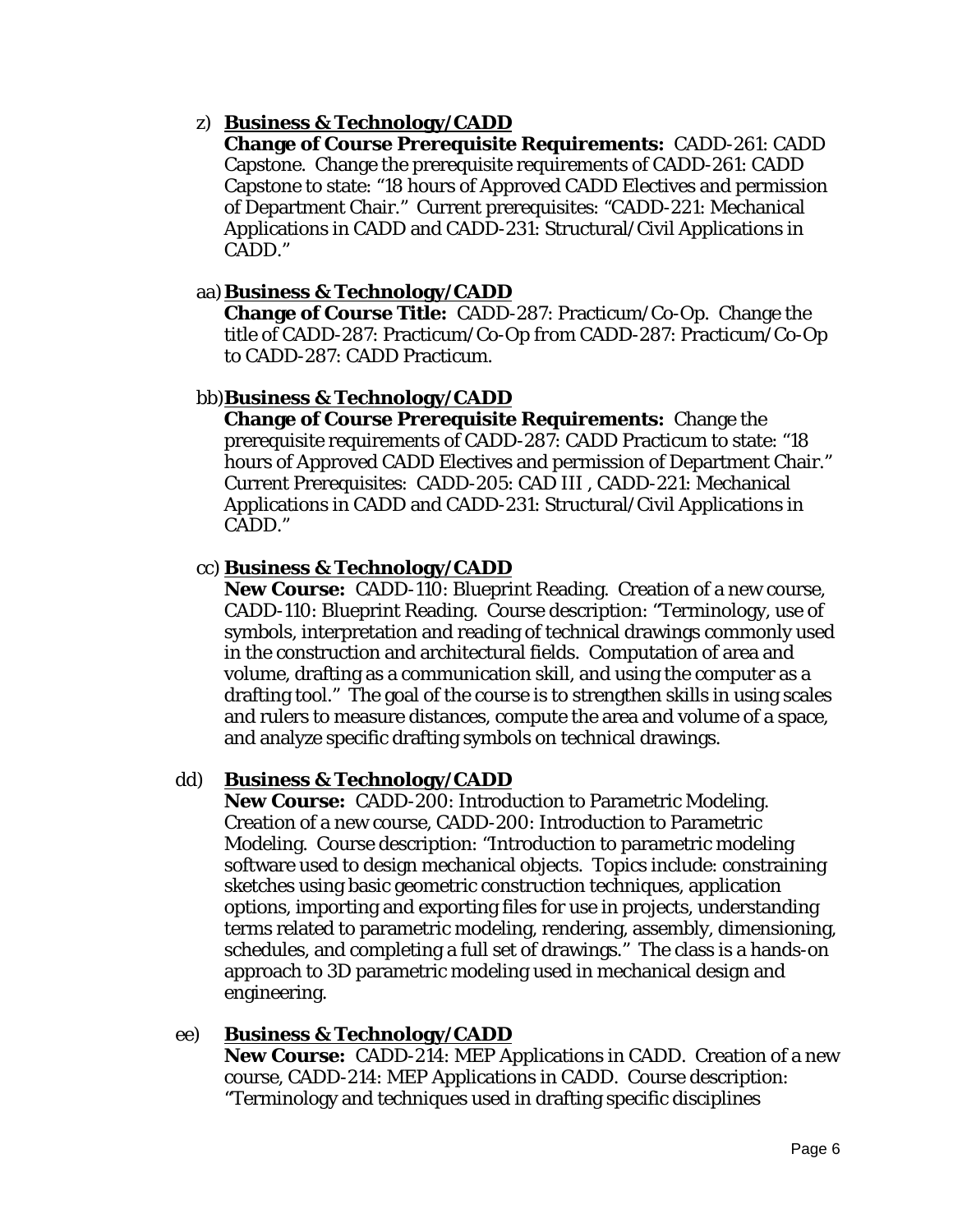z) **Business & Technology/CADD**
**Change of Course Prerequisite Requirements:** CADD-261: CADD Capstone. Change the prerequisite requirements of CADD-261: CADD Capstone to state: "18 hours of Approved CADD Electives and permission of Department Chair." Current prerequisites: "CADD-221: Mechanical Applications in CADD and CADD-231: Structural/Civil Applications in CADD."

aa) **Business & Technology/CADD**
**Change of Course Title:** CADD-287: Practicum/Co-Op. Change the title of CADD-287: Practicum/Co-Op from CADD-287: Practicum/Co-Op to CADD-287: CADD Practicum.

bb) **Business & Technology/CADD**
**Change of Course Prerequisite Requirements:** Change the prerequisite requirements of CADD-287: CADD Practicum to state: "18 hours of Approved CADD Electives and permission of Department Chair." Current Prerequisites: CADD-205: CAD III , CADD-221: Mechanical Applications in CADD and CADD-231: Structural/Civil Applications in CADD."

cc) **Business & Technology/CADD**
**New Course:** CADD-110: Blueprint Reading. Creation of a new course, CADD-110: Blueprint Reading. Course description: "Terminology, use of symbols, interpretation and reading of technical drawings commonly used in the construction and architectural fields. Computation of area and volume, drafting as a communication skill, and using the computer as a drafting tool." The goal of the course is to strengthen skills in using scales and rulers to measure distances, compute the area and volume of a space, and analyze specific drafting symbols on technical drawings.

dd) **Business & Technology/CADD**
**New Course:** CADD-200: Introduction to Parametric Modeling. Creation of a new course, CADD-200: Introduction to Parametric Modeling. Course description: "Introduction to parametric modeling software used to design mechanical objects. Topics include: constraining sketches using basic geometric construction techniques, application options, importing and exporting files for use in projects, understanding terms related to parametric modeling, rendering, assembly, dimensioning, schedules, and completing a full set of drawings." The class is a hands-on approach to 3D parametric modeling used in mechanical design and engineering.

ee) **Business & Technology/CADD**
**New Course:** CADD-214: MEP Applications in CADD. Creation of a new course, CADD-214: MEP Applications in CADD. Course description: "Terminology and techniques used in drafting specific disciplines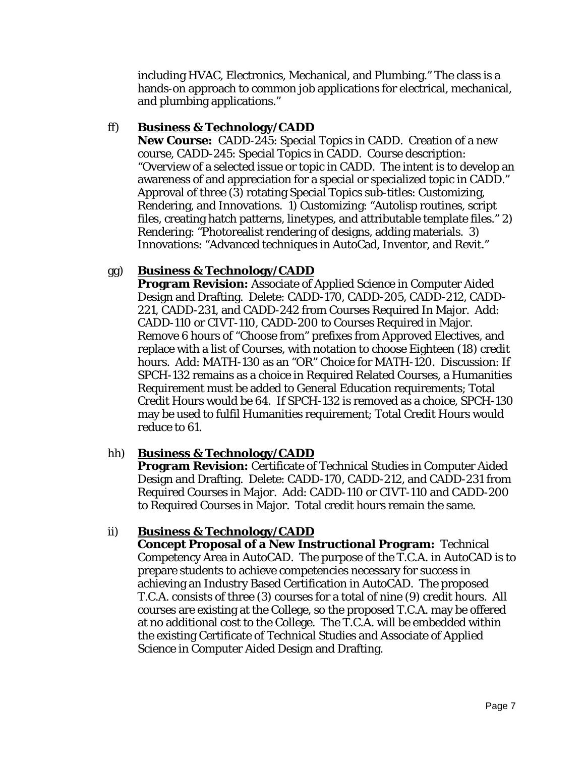including HVAC, Electronics, Mechanical, and Plumbing." The class is a hands-on approach to common job applications for electrical, mechanical, and plumbing applications."

ff) **Business & Technology/CADD**

**New Course:** CADD-245: Special Topics in CADD. Creation of a new course, CADD-245: Special Topics in CADD. Course description: "Overview of a selected issue or topic in CADD. The intent is to develop an awareness of and appreciation for a special or specialized topic in CADD." Approval of three (3) rotating Special Topics sub-titles: Customizing, Rendering, and Innovations. 1) Customizing: "Autolisp routines, script files, creating hatch patterns, linetypes, and attributable template files." 2) Rendering: "Photorealist rendering of designs, adding materials. 3) Innovations: "Advanced techniques in AutoCad, Inventor, and Revit."

gg) **Business & Technology/CADD**

**Program Revision:** Associate of Applied Science in Computer Aided Design and Drafting. Delete: CADD-170, CADD-205, CADD-212, CADD-221, CADD-231, and CADD-242 from Courses Required In Major. Add: CADD-110 or CIVT-110, CADD-200 to Courses Required in Major. Remove 6 hours of "Choose from" prefixes from Approved Electives, and replace with a list of Courses, with notation to choose Eighteen (18) credit hours. Add: MATH-130 as an "OR" Choice for MATH-120. Discussion: If SPCH-132 remains as a choice in Required Related Courses, a Humanities Requirement must be added to General Education requirements; Total Credit Hours would be 64. If SPCH-132 is removed as a choice, SPCH-130 may be used to fulfil Humanities requirement; Total Credit Hours would reduce to 61.

hh) **Business & Technology/CADD**

**Program Revision:** Certificate of Technical Studies in Computer Aided Design and Drafting. Delete: CADD-170, CADD-212, and CADD-231 from Required Courses in Major. Add: CADD-110 or CIVT-110 and CADD-200 to Required Courses in Major. Total credit hours remain the same.

ii) **Business & Technology/CADD**

**Concept Proposal of a New Instructional Program:** Technical Competency Area in AutoCAD. The purpose of the T.C.A. in AutoCAD is to prepare students to achieve competencies necessary for success in achieving an Industry Based Certification in AutoCAD. The proposed T.C.A. consists of three (3) courses for a total of nine (9) credit hours. All courses are existing at the College, so the proposed T.C.A. may be offered at no additional cost to the College. The T.C.A. will be embedded within the existing Certificate of Technical Studies and Associate of Applied Science in Computer Aided Design and Drafting.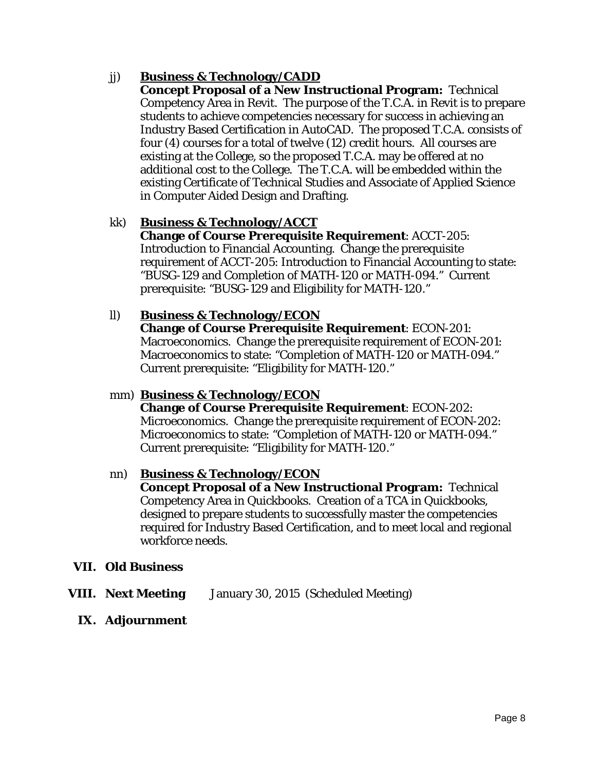jj) **<u>Business & Technology/CADD</u>**
**Concept Proposal of a New Instructional Program:** Technical Competency Area in Revit. The purpose of the T.C.A. in Revit is to prepare students to achieve competencies necessary for success in achieving an Industry Based Certification in AutoCAD. The proposed T.C.A. consists of four (4) courses for a total of twelve (12) credit hours. All courses are existing at the College, so the proposed T.C.A. may be offered at no additional cost to the College. The T.C.A. will be embedded within the existing Certificate of Technical Studies and Associate of Applied Science in Computer Aided Design and Drafting.

kk) **<u>Business & Technology/ACCT</u>**
**Change of Course Prerequisite Requirement**: ACCT-205: Introduction to Financial Accounting. Change the prerequisite requirement of ACCT-205: Introduction to Financial Accounting to state: "BUSG-129 and Completion of MATH-120 or MATH-094." Current prerequisite: "BUSG-129 and Eligibility for MATH-120."

ll) **<u>Business & Technology/ECON</u>**
**Change of Course Prerequisite Requirement**: ECON-201: Macroeconomics. Change the prerequisite requirement of ECON-201: Macroeconomics to state: "Completion of MATH-120 or MATH-094." Current prerequisite: "Eligibility for MATH-120."

mm) **<u>Business & Technology/ECON</u>**
**Change of Course Prerequisite Requirement**: ECON-202: Microeconomics. Change the prerequisite requirement of ECON-202: Microeconomics to state: "Completion of MATH-120 or MATH-094." Current prerequisite: "Eligibility for MATH-120."

nn) **<u>Business & Technology/ECON</u>**
**Concept Proposal of a New Instructional Program:** Technical Competency Area in Quickbooks. Creation of a TCA in Quickbooks, designed to prepare students to successfully master the competencies required for Industry Based Certification, and to meet local and regional workforce needs.

**VII. Old Business**

**VIII. Next Meeting** January 30, 2015 (Scheduled Meeting)

**IX. Adjournment**